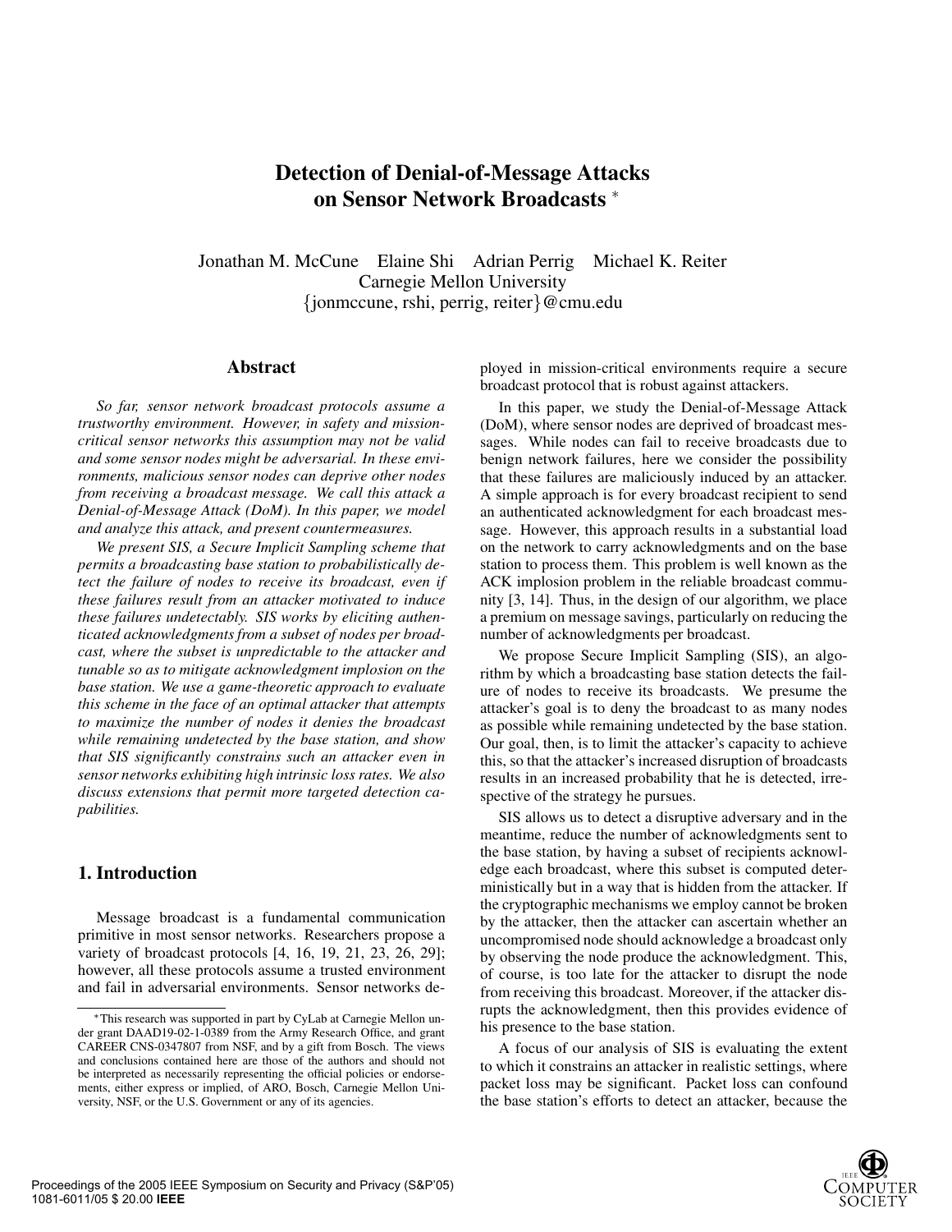# Detection of Denial-of-Message Attacks on Sensor Network Broadcasts [*]

Jonathan M. McCune Elaine Shi Adrian Perrig Michael K. Reiter
Carnegie Mellon University
{jonmccune, rshi, perrig, reiter}@cmu.edu

## Abstract

*So far, sensor network broadcast protocols assume a trustworthy environment. However, in safety and mission-critical sensor networks this assumption may not be valid and some sensor nodes might be adversarial. In these environments, malicious sensor nodes can deprive other nodes from receiving a broadcast message. We call this attack a Denial-of-Message Attack (DoM). In this paper, we model and analyze this attack, and present countermeasures.*

*We present SIS, a Secure Implicit Sampling scheme that permits a broadcasting base station to probabilistically detect the failure of nodes to receive its broadcast, even if these failures result from an attacker motivated to induce these failures undetectably. SIS works by eliciting authenticated acknowledgments from a subset of nodes per broadcast, where the subset is unpredictable to the attacker and tunable so as to mitigate acknowledgment implosion on the base station. We use a game-theoretic approach to evaluate this scheme in the face of an optimal attacker that attempts to maximize the number of nodes it denies the broadcast while remaining undetected by the base station, and show that SIS significantly constrains such an attacker even in sensor networks exhibiting high intrinsic loss rates. We also discuss extensions that permit more targeted detection capabilities.*

## 1. Introduction

Message broadcast is a fundamental communication primitive in most sensor networks. Researchers propose a variety of broadcast protocols [4, 16, 19, 21, 23, 26, 29]; however, all these protocols assume a trusted environment and fail in adversarial environments. Sensor networks deployed in mission-critical environments require a secure broadcast protocol that is robust against attackers.

In this paper, we study the Denial-of-Message Attack (DoM), where sensor nodes are deprived of broadcast messages. While nodes can fail to receive broadcasts due to benign network failures, here we consider the possibility that these failures are maliciously induced by an attacker. A simple approach is for every broadcast recipient to send an authenticated acknowledgment for each broadcast message. However, this approach results in a substantial load on the network to carry acknowledgments and on the base station to process them. This problem is well known as the ACK implosion problem in the reliable broadcast community [3, 14]. Thus, in the design of our algorithm, we place a premium on message savings, particularly on reducing the number of acknowledgments per broadcast.

We propose Secure Implicit Sampling (SIS), an algorithm by which a broadcasting base station detects the failure of nodes to receive its broadcasts. We presume the attacker's goal is to deny the broadcast to as many nodes as possible while remaining undetected by the base station. Our goal, then, is to limit the attacker's capacity to achieve this, so that the attacker's increased disruption of broadcasts results in an increased probability that he is detected, irrespective of the strategy he pursues.

SIS allows us to detect a disruptive adversary and in the meantime, reduce the number of acknowledgments sent to the base station, by having a subset of recipients acknowledge each broadcast, where this subset is computed deterministically but in a way that is hidden from the attacker. If the cryptographic mechanisms we employ cannot be broken by the attacker, then the attacker can ascertain whether an uncompromised node should acknowledge a broadcast only by observing the node produce the acknowledgment. This, of course, is too late for the attacker to disrupt the node from receiving this broadcast. Moreover, if the attacker disrupts the acknowledgment, then this provides evidence of his presence to the base station.

A focus of our analysis of SIS is evaluating the extent to which it constrains an attacker in realistic settings, where packet loss may be significant. Packet loss can confound the base station's efforts to detect an attacker, because the

[*] This research was supported in part by CyLab at Carnegie Mellon under grant DAAD19-02-1-0389 from the Army Research Office, and grant CAREER CNS-0347807 from NSF, and by a gift from Bosch. The views and conclusions contained here are those of the authors and should not be interpreted as necessarily representing the official policies or endorsements, either express or implied, of ARO, Bosch, Carnegie Mellon University, NSF, or the U.S. Government or any of its agencies.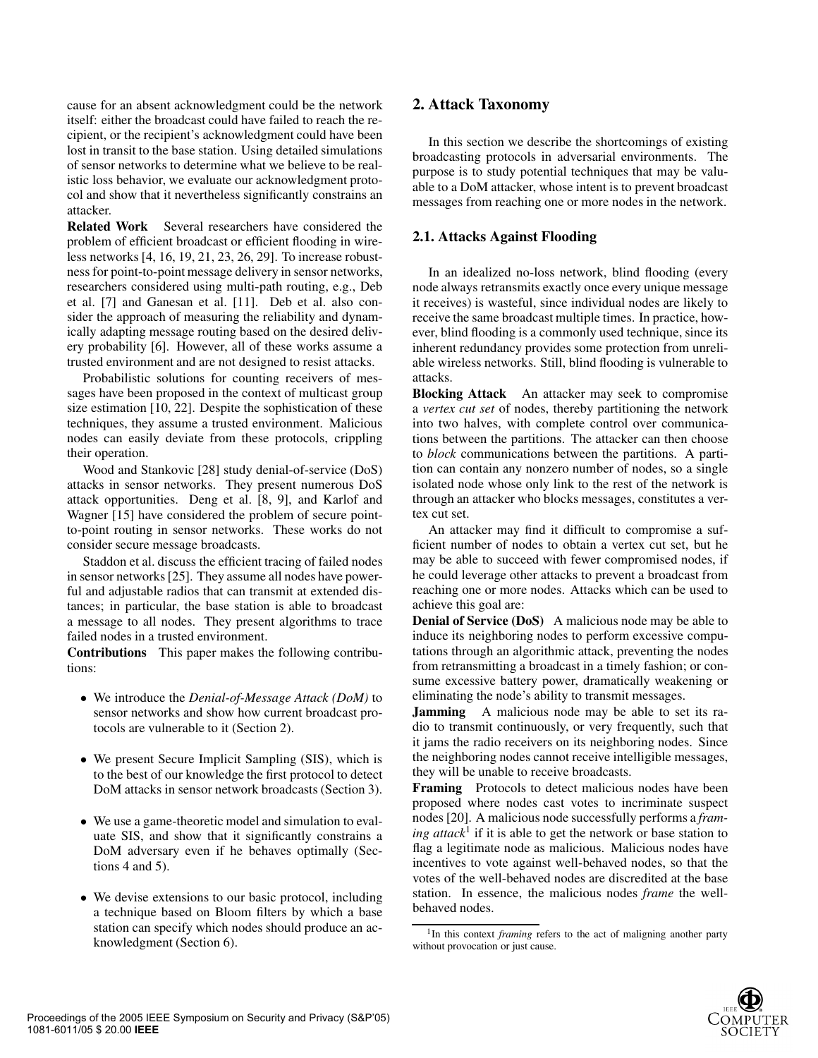cause for an absent acknowledgment could be the network itself: either the broadcast could have failed to reach the recipient, or the recipient's acknowledgment could have been lost in transit to the base station. Using detailed simulations of sensor networks to determine what we believe to be realistic loss behavior, we evaluate our acknowledgment protocol and show that it nevertheless significantly constrains an attacker.

**Related Work** Several researchers have considered the problem of efficient broadcast or efficient flooding in wireless networks [4, 16, 19, 21, 23, 26, 29]. To increase robustness for point-to-point message delivery in sensor networks, researchers considered using multi-path routing, e.g., Deb et al. [7] and Ganesan et al. [11]. Deb et al. also consider the approach of measuring the reliability and dynamically adapting message routing based on the desired delivery probability [6]. However, all of these works assume a trusted environment and are not designed to resist attacks.

Probabilistic solutions for counting receivers of messages have been proposed in the context of multicast group size estimation [10, 22]. Despite the sophistication of these techniques, they assume a trusted environment. Malicious nodes can easily deviate from these protocols, crippling their operation.

Wood and Stankovic [28] study denial-of-service (DoS) attacks in sensor networks. They present numerous DoS attack opportunities. Deng et al. [8, 9], and Karlof and Wagner [15] have considered the problem of secure point-to-point routing in sensor networks. These works do not consider secure message broadcasts.

Staddon et al. discuss the efficient tracing of failed nodes in sensor networks [25]. They assume all nodes have powerful and adjustable radios that can transmit at extended distances; in particular, the base station is able to broadcast a message to all nodes. They present algorithms to trace failed nodes in a trusted environment.

**Contributions** This paper makes the following contributions:

- We introduce the *Denial-of-Message Attack (DoM)* to sensor networks and show how current broadcast protocols are vulnerable to it (Section 2).
- We present Secure Implicit Sampling (SIS), which is to the best of our knowledge the first protocol to detect DoM attacks in sensor network broadcasts (Section 3).
- We use a game-theoretic model and simulation to evaluate SIS, and show that it significantly constrains a DoM adversary even if he behaves optimally (Sections 4 and 5).
- We devise extensions to our basic protocol, including a technique based on Bloom filters by which a base station can specify which nodes should produce an acknowledgment (Section 6).

## 2. Attack Taxonomy

In this section we describe the shortcomings of existing broadcasting protocols in adversarial environments. The purpose is to study potential techniques that may be valuable to a DoM attacker, whose intent is to prevent broadcast messages from reaching one or more nodes in the network.

### 2.1. Attacks Against Flooding

In an idealized no-loss network, blind flooding (every node always retransmits exactly once every unique message it receives) is wasteful, since individual nodes are likely to receive the same broadcast multiple times. In practice, however, blind flooding is a commonly used technique, since its inherent redundancy provides some protection from unreliable wireless networks. Still, blind flooding is vulnerable to attacks.

**Blocking Attack** An attacker may seek to compromise a *vertex cut set* of nodes, thereby partitioning the network into two halves, with complete control over communications between the partitions. The attacker can then choose to *block* communications between the partitions. A partition can contain any nonzero number of nodes, so a single isolated node whose only link to the rest of the network is through an attacker who blocks messages, constitutes a vertex cut set.

An attacker may find it difficult to compromise a sufficient number of nodes to obtain a vertex cut set, but he may be able to succeed with fewer compromised nodes, if he could leverage other attacks to prevent a broadcast from reaching one or more nodes. Attacks which can be used to achieve this goal are:

**Denial of Service (DoS)** A malicious node may be able to induce its neighboring nodes to perform excessive computations through an algorithmic attack, preventing the nodes from retransmitting a broadcast in a timely fashion; or consume excessive battery power, dramatically weakening or eliminating the node's ability to transmit messages.

**Jamming** A malicious node may be able to set its radio to transmit continuously, or very frequently, such that it jams the radio receivers on its neighboring nodes. Since the neighboring nodes cannot receive intelligible messages, they will be unable to receive broadcasts.

**Framing** Protocols to detect malicious nodes have been proposed where nodes cast votes to incriminate suspect nodes [20]. A malicious node successfully performs a *framing attack*[1] if it is able to get the network or base station to flag a legitimate node as malicious. Malicious nodes have incentives to vote against well-behaved nodes, so that the votes of the well-behaved nodes are discredited at the base station. In essence, the malicious nodes *frame* the well-behaved nodes.

[1] In this context *framing* refers to the act of maligning another party without provocation or just cause.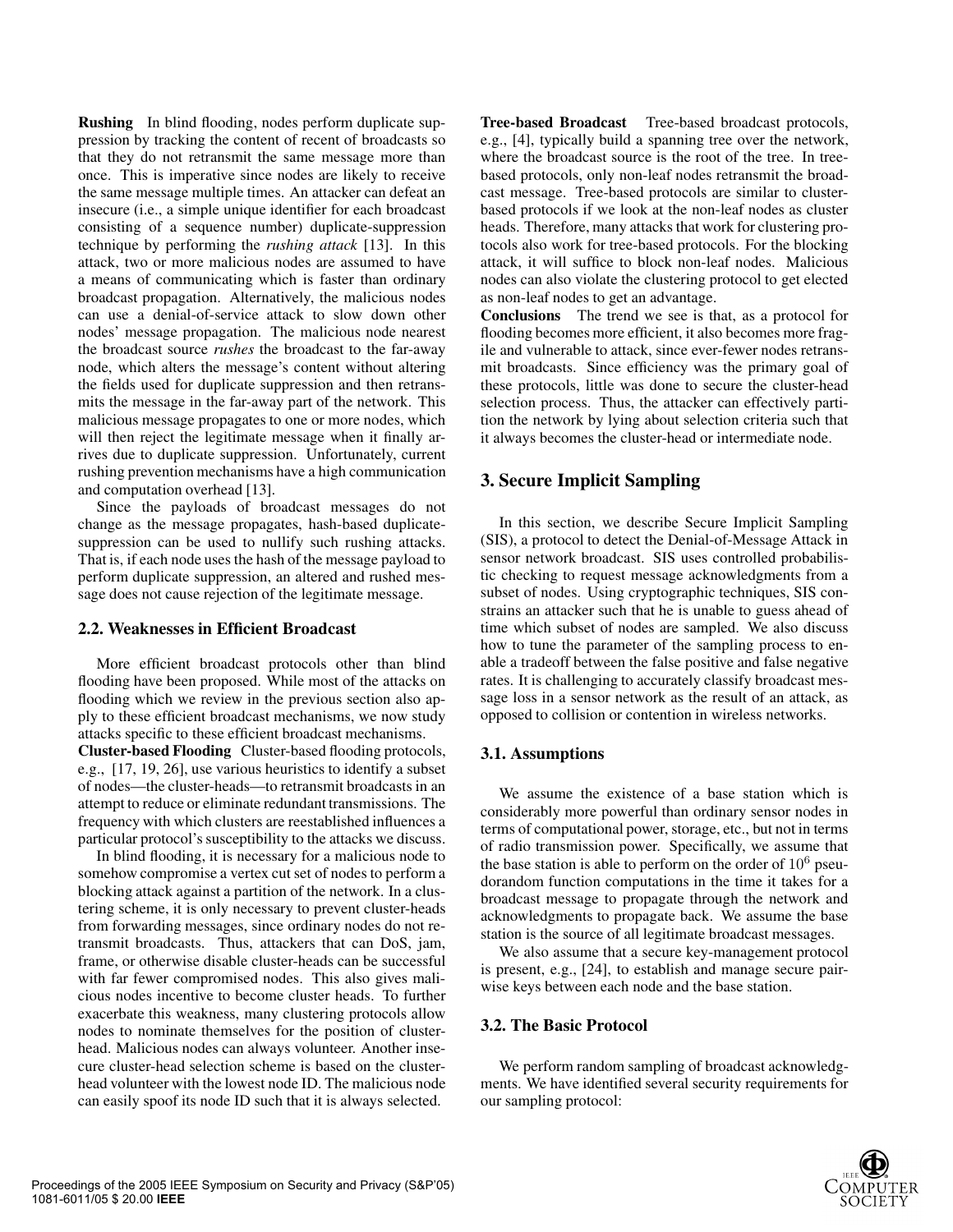**Rushing** In blind flooding, nodes perform duplicate suppression by tracking the content of recent of broadcasts so that they do not retransmit the same message more than once. This is imperative since nodes are likely to receive the same message multiple times. An attacker can defeat an insecure (i.e., a simple unique identifier for each broadcast consisting of a sequence number) duplicate-suppression technique by performing the *rushing attack* [13]. In this attack, two or more malicious nodes are assumed to have a means of communicating which is faster than ordinary broadcast propagation. Alternatively, the malicious nodes can use a denial-of-service attack to slow down other nodes' message propagation. The malicious node nearest the broadcast source *rushes* the broadcast to the far-away node, which alters the message's content without altering the fields used for duplicate suppression and then retransmits the message in the far-away part of the network. This malicious message propagates to one or more nodes, which will then reject the legitimate message when it finally arrives due to duplicate suppression. Unfortunately, current rushing prevention mechanisms have a high communication and computation overhead [13].

Since the payloads of broadcast messages do not change as the message propagates, hash-based duplicate-suppression can be used to nullify such rushing attacks. That is, if each node uses the hash of the message payload to perform duplicate suppression, an altered and rushed message does not cause rejection of the legitimate message.

### 2.2. Weaknesses in Efficient Broadcast

More efficient broadcast protocols other than blind flooding have been proposed. While most of the attacks on flooding which we review in the previous section also apply to these efficient broadcast mechanisms, we now study attacks specific to these efficient broadcast mechanisms.

**Cluster-based Flooding** Cluster-based flooding protocols, e.g., [17, 19, 26], use various heuristics to identify a subset of nodes—the cluster-heads—to retransmit broadcasts in an attempt to reduce or eliminate redundant transmissions. The frequency with which clusters are reestablished influences a particular protocol's susceptibility to the attacks we discuss.

In blind flooding, it is necessary for a malicious node to somehow compromise a vertex cut set of nodes to perform a blocking attack against a partition of the network. In a clustering scheme, it is only necessary to prevent cluster-heads from forwarding messages, since ordinary nodes do not retransmit broadcasts. Thus, attackers that can DoS, jam, frame, or otherwise disable cluster-heads can be successful with far fewer compromised nodes. This also gives malicious nodes incentive to become cluster heads. To further exacerbate this weakness, many clustering protocols allow nodes to nominate themselves for the position of cluster-head. Malicious nodes can always volunteer. Another insecure cluster-head selection scheme is based on the cluster-head volunteer with the lowest node ID. The malicious node can easily spoof its node ID such that it is always selected.

**Tree-based Broadcast** Tree-based broadcast protocols, e.g., [4], typically build a spanning tree over the network, where the broadcast source is the root of the tree. In tree-based protocols, only non-leaf nodes retransmit the broadcast message. Tree-based protocols are similar to cluster-based protocols if we look at the non-leaf nodes as cluster heads. Therefore, many attacks that work for clustering protocols also work for tree-based protocols. For the blocking attack, it will suffice to block non-leaf nodes. Malicious nodes can also violate the clustering protocol to get elected as non-leaf nodes to get an advantage.

**Conclusions** The trend we see is that, as a protocol for flooding becomes more efficient, it also becomes more fragile and vulnerable to attack, since ever-fewer nodes retransmit broadcasts. Since efficiency was the primary goal of these protocols, little was done to secure the cluster-head selection process. Thus, the attacker can effectively partition the network by lying about selection criteria such that it always becomes the cluster-head or intermediate node.

## 3. Secure Implicit Sampling

In this section, we describe Secure Implicit Sampling (SIS), a protocol to detect the Denial-of-Message Attack in sensor network broadcast. SIS uses controlled probabilistic checking to request message acknowledgments from a subset of nodes. Using cryptographic techniques, SIS constrains an attacker such that he is unable to guess ahead of time which subset of nodes are sampled. We also discuss how to tune the parameter of the sampling process to enable a tradeoff between the false positive and false negative rates. It is challenging to accurately classify broadcast message loss in a sensor network as the result of an attack, as opposed to collision or contention in wireless networks.

### 3.1. Assumptions

We assume the existence of a base station which is considerably more powerful than ordinary sensor nodes in terms of computational power, storage, etc., but not in terms of radio transmission power. Specifically, we assume that the base station is able to perform on the order of $10^6$ pseudorandom function computations in the time it takes for a broadcast message to propagate through the network and acknowledgments to propagate back. We assume the base station is the source of all legitimate broadcast messages.

We also assume that a secure key-management protocol is present, e.g., [24], to establish and manage secure pairwise keys between each node and the base station.

### 3.2. The Basic Protocol

We perform random sampling of broadcast acknowledgments. We have identified several security requirements for our sampling protocol: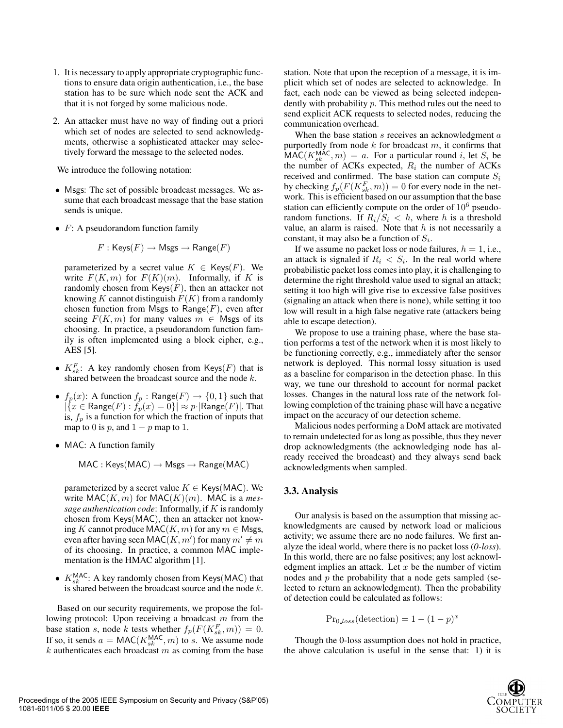1. It is necessary to apply appropriate cryptographic functions to ensure data origin authentication, i.e., the base station has to be sure which node sent the ACK and that it is not forged by some malicious node.

2. An attacker must have no way of finding out a priori which set of nodes are selected to send acknowledgments, otherwise a sophisticated attacker may selectively forward the message to the selected nodes.

We introduce the following notation:

- Msgs: The set of possible broadcast messages. We assume that each broadcast message that the base station sends is unique.

- $F$: A pseudorandom function family

  $$F : \mathsf{Keys}(F) \rightarrow \mathsf{Msgs} \rightarrow \mathsf{Range}(F)$$

  parameterized by a secret value $K \in \mathsf{Keys}(F)$. We write $F(K, m)$ for $F(K)(m)$. Informally, if $K$ is randomly chosen from $\mathsf{Keys}(F)$, then an attacker not knowing $K$ cannot distinguish $F(K)$ from a randomly chosen function from Msgs to $\mathsf{Range}(F)$, even after seeing $F(K, m)$ for many values $m \in \mathsf{Msgs}$ of its choosing. In practice, a pseudorandom function family is often implemented using a block cipher, e.g., AES [5].

- $K^F_{sk}$: A key randomly chosen from $\mathsf{Keys}(F)$ that is shared between the broadcast source and the node $k$.

- $f_p(x)$: A function $f_p : \mathsf{Range}(F) \rightarrow \{0, 1\}$ such that $|\{x \in \mathsf{Range}(F) : f_p(x) = 0\}| \approx p \cdot |\mathsf{Range}(F)|$. That is, $f_p$ is a function for which the fraction of inputs that map to 0 is $p$, and $1 - p$ map to 1.

- MAC: A function family

  $$\mathsf{MAC} : \mathsf{Keys}(\mathsf{MAC}) \rightarrow \mathsf{Msgs} \rightarrow \mathsf{Range}(\mathsf{MAC})$$

  parameterized by a secret value $K \in \mathsf{Keys}(\mathsf{MAC})$. We write $\mathsf{MAC}(K, m)$ for $\mathsf{MAC}(K)(m)$. MAC is a *message authentication code*: Informally, if $K$ is randomly chosen from $\mathsf{Keys}(\mathsf{MAC})$, then an attacker not knowing $K$ cannot produce $\mathsf{MAC}(K, m)$ for any $m \in \mathsf{Msgs}$, even after having seen $\mathsf{MAC}(K, m')$ for many $m' \neq m$ of its choosing. In practice, a common MAC implementation is the HMAC algorithm [1].

- $K^{\mathsf{MAC}}_{sk}$: A key randomly chosen from $\mathsf{Keys}(\mathsf{MAC})$ that is shared between the broadcast source and the node $k$.

Based on our security requirements, we propose the following protocol: Upon receiving a broadcast $m$ from the base station $s$, node $k$ tests whether $f_p(F(K^F_{sk}, m)) = 0$. If so, it sends $a = \mathsf{MAC}(K^{\mathsf{MAC}}_{sk}, m)$ to $s$. We assume node $k$ authenticates each broadcast $m$ as coming from the base station. Note that upon the reception of a message, it is implicit which set of nodes are selected to acknowledge. In fact, each node can be viewed as being selected independently with probability $p$. This method rules out the need to send explicit ACK requests to selected nodes, reducing the communication overhead.

When the base station $s$ receives an acknowledgment $a$ purportedly from node $k$ for broadcast $m$, it confirms that $\mathsf{MAC}(K^{\mathsf{MAC}}_{sk}, m) = a$. For a particular round $i$, let $S_i$ be the number of ACKs expected, $R_i$ the number of ACKs received and confirmed. The base station can compute $S_i$ by checking $f_p(F(K^F_{sk}, m)) = 0$ for every node in the network. This is efficient based on our assumption that the base station can efficiently compute on the order of $10^6$ pseudorandom functions. If $R_i/S_i < h$, where $h$ is a threshold value, an alarm is raised. Note that $h$ is not necessarily a constant, it may also be a function of $S_i$.

If we assume no packet loss or node failures, $h = 1$, i.e., an attack is signaled if $R_i < S_i$. In the real world where probabilistic packet loss comes into play, it is challenging to determine the right threshold value used to signal an attack; setting it too high will give rise to excessive false positives (signaling an attack when there is none), while setting it too low will result in a high false negative rate (attackers being able to escape detection).

We propose to use a training phase, where the base station performs a test of the network when it is most likely to be functioning correctly, e.g., immediately after the sensor network is deployed. This normal lossy situation is used as a baseline for comparison in the detection phase. In this way, we tune our threshold to account for normal packet losses. Changes in the natural loss rate of the network following completion of the training phase will have a negative impact on the accuracy of our detection scheme.

Malicious nodes performing a DoM attack are motivated to remain undetected for as long as possible, thus they never drop acknowledgments (the acknowledging node has already received the broadcast) and they always send back acknowledgments when sampled.

### 3.3. Analysis

Our analysis is based on the assumption that missing acknowledgments are caused by network load or malicious activity; we assume there are no node failures. We first analyze the ideal world, where there is no packet loss (*0-loss*). In this world, there are no false positives; any lost acknowledgment implies an attack. Let $x$ be the number of victim nodes and $p$ the probability that a node gets sampled (selected to return an acknowledgment). Then the probability of detection could be calculated as follows:

$$\Pr_{0\_loss}(\text{detection}) = 1 - (1 - p)^x$$

Though the 0-loss assumption does not hold in practice, the above calculation is useful in the sense that: 1) it is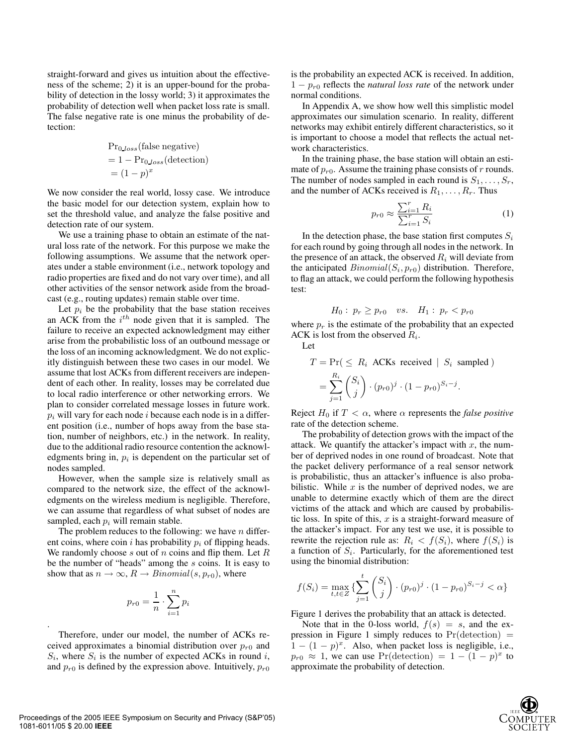straight-forward and gives us intuition about the effectiveness of the scheme; 2) it is an upper-bound for the probability of detection in the lossy world; 3) it approximates the probability of detection well when packet loss rate is small. The false negative rate is one minus the probability of detection:

$$\begin{aligned}
&\Pr\nolimits_{0\_loss}(\text{false negative}) \\
&= 1 - \Pr\nolimits_{0\_loss}(\text{detection}) \\
&= (1-p)^x
\end{aligned}$$

We now consider the real world, lossy case. We introduce the basic model for our detection system, explain how to set the threshold value, and analyze the false positive and detection rate of our system.

We use a training phase to obtain an estimate of the natural loss rate of the network. For this purpose we make the following assumptions. We assume that the network operates under a stable environment (i.e., network topology and radio properties are fixed and do not vary over time), and all other activities of the sensor network aside from the broadcast (e.g., routing updates) remain stable over time.

Let $p_i$ be the probability that the base station receives an ACK from the $i^{th}$ node given that it is sampled. The failure to receive an expected acknowledgment may either arise from the probabilistic loss of an outbound message or the loss of an incoming acknowledgment. We do not explicitly distinguish between these two cases in our model. We assume that lost ACKs from different receivers are independent of each other. In reality, losses may be correlated due to local radio interference or other networking errors. We plan to consider correlated message losses in future work. $p_i$ will vary for each node $i$ because each node is in a different position (i.e., number of hops away from the base station, number of neighbors, etc.) in the network. In reality, due to the additional radio resource contention the acknowledgments bring in, $p_i$ is dependent on the particular set of nodes sampled.

However, when the sample size is relatively small as compared to the network size, the effect of the acknowledgments on the wireless medium is negligible. Therefore, we can assume that regardless of what subset of nodes are sampled, each $p_i$ will remain stable.

The problem reduces to the following: we have $n$ different coins, where coin $i$ has probability $p_i$ of flipping heads. We randomly choose $s$ out of $n$ coins and flip them. Let $R$ be the number of "heads" among the $s$ coins. It is easy to show that as $n \to \infty$, $R \to Binomial(s, p_{r0})$, where

$$p_{r0} = \frac{1}{n} \cdot \sum_{i=1}^{n} p_i$$

.

Therefore, under our model, the number of ACKs received approximates a binomial distribution over $p_{r0}$ and $S_i$, where $S_i$ is the number of expected ACKs in round $i$, and $p_{r0}$ is defined by the expression above. Intuitively, $p_{r0}$ is the probability an expected ACK is received. In addition, $1 - p_{r0}$ reflects the *natural loss rate* of the network under normal conditions.

In Appendix A, we show how well this simplistic model approximates our simulation scenario. In reality, different networks may exhibit entirely different characteristics, so it is important to choose a model that reflects the actual network characteristics.

In the training phase, the base station will obtain an estimate of $p_{r0}$. Assume the training phase consists of $r$ rounds. The number of nodes sampled in each round is $S_1, \ldots, S_r$, and the number of ACKs received is $R_1, \ldots, R_r$. Thus

$$p_{r0} \approx \frac{\sum_{i=1}^{r} R_i}{\sum_{i=1}^{r} S_i} \tag{1}$$

In the detection phase, the base station first computes $S_i$ for each round by going through all nodes in the network. In the presence of an attack, the observed $R_i$ will deviate from the anticipated $Binomial(S_i, p_{r0})$ distribution. Therefore, to flag an attack, we could perform the following hypothesis test:

$$H_0 : \; p_r \geq p_{r0} \quad vs. \quad H_1 : \; p_r < p_{r0}$$

where $p_r$ is the estimate of the probability that an expected ACK is lost from the observed $R_i$.

Let

$$\begin{aligned}
T &= \Pr(\leq \; R_i \;\text{ ACKs received } \mid \; S_i \text{ sampled }) \\
&= \sum_{j=1}^{R_i} \binom{S_i}{j} \cdot (p_{r0})^j \cdot (1-p_{r0})^{S_i - j}.
\end{aligned}$$

Reject $H_0$ if $T < \alpha$, where $\alpha$ represents the *false positive* rate of the detection scheme.

The probability of detection grows with the impact of the attack. We quantify the attacker's impact with $x$, the number of deprived nodes in one round of broadcast. Note that the packet delivery performance of a real sensor network is probabilistic, thus an attacker's influence is also probabilistic. While $x$ is the number of deprived nodes, we are unable to determine exactly which of them are the direct victims of the attack and which are caused by probabilistic loss. In spite of this, $x$ is a straight-forward measure of the attacker's impact. For any test we use, it is possible to rewrite the rejection rule as: $R_i < f(S_i)$, where $f(S_i)$ is a function of $S_i$. Particularly, for the aforementioned test using the binomial distribution:

$$f(S_i) = \max_{t, t \in Z} \{ \sum_{j=1}^{t} \binom{S_i}{j} \cdot (p_{r0})^j \cdot (1-p_{r0})^{S_i - j} < \alpha \}$$

Figure 1 derives the probability that an attack is detected.

Note that in the 0-loss world, $f(s) = s$, and the expression in Figure 1 simply reduces to $\Pr(\text{detection}) = 1 - (1-p)^x$. Also, when packet loss is negligible, i.e., $p_{r0} \approx 1$, we can use $\Pr(\text{detection}) = 1 - (1-p)^x$ to approximate the probability of detection.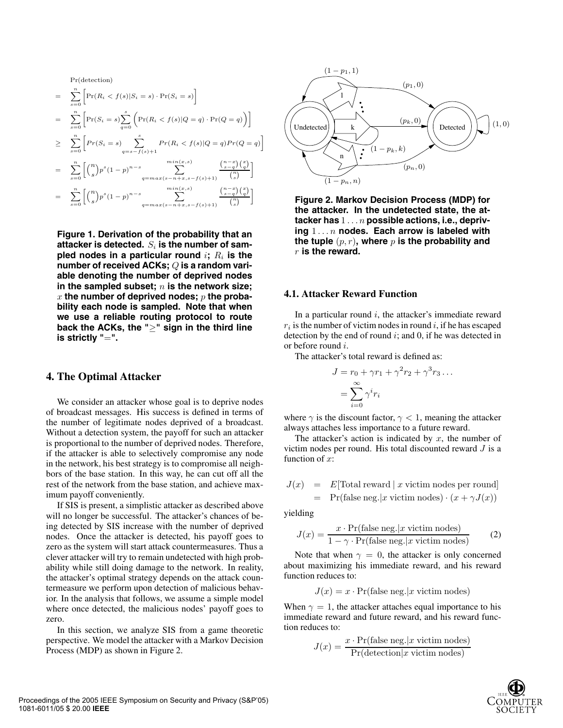$$
\begin{aligned}
&\Pr(\text{detection}) \\
&= \sum_{s=0}^{n} \left[ \Pr(R_i < f(s) | S_i = s) \cdot \Pr(S_i = s) \right] \\
&= \sum_{s=0}^{n} \left[ \Pr(S_i = s) \sum_{q=0}^{s} \left( \Pr(R_i < f(s) | Q = q) \cdot \Pr(Q = q) \right) \right] \\
&\geq \sum_{s=0}^{n} \left[ Pr(S_i = s) \sum_{q=s-f(s)+1}^{s} Pr(R_i < f(s) | Q = q) Pr(Q = q) \right] \\
&= \sum_{s=0}^{n} \left[ \binom{n}{s} p^s (1-p)^{n-s} \sum_{q=max(s-n+x, s-f(s)+1)}^{min(x,s)} \frac{\binom{n-x}{s-q}\binom{x}{q}}{\binom{n}{s}} \right] \\
&= \sum_{s=0}^{n} \left[ \binom{n}{s} p^s (1-p)^{n-s} \sum_{q=max(s-n+x, s-f(s)+1)}^{min(x,s)} \frac{\binom{n-x}{s-q}\binom{x}{q}}{\binom{n}{s}} \right]
\end{aligned}
$$

**Figure 1. Derivation of the probability that an attacker is detected. $S_i$ is the number of sampled nodes in a particular round $i$; $R_i$ is the number of received ACKs; $Q$ is a random variable denoting the number of deprived nodes in the sampled subset; $n$ is the network size; $x$ the number of deprived nodes; $p$ the probability each node is sampled. Note that when we use a reliable routing protocol to route back the ACKs, the "$\geq$" sign in the third line is strictly "$=$".**

## 4. The Optimal Attacker

We consider an attacker whose goal is to deprive nodes of broadcast messages. His success is defined in terms of the number of legitimate nodes deprived of a broadcast. Without a detection system, the payoff for such an attacker is proportional to the number of deprived nodes. Therefore, if the attacker is able to selectively compromise any node in the network, his best strategy is to compromise all neighbors of the base station. In this way, he can cut off all the rest of the network from the base station, and achieve maximum payoff conveniently.

If SIS is present, a simplistic attacker as described above will no longer be successful. The attacker's chances of being detected by SIS increase with the number of deprived nodes. Once the attacker is detected, his payoff goes to zero as the system will start attack countermeasures. Thus a clever attacker will try to remain undetected with high probability while still doing damage to the network. In reality, the attacker's optimal strategy depends on the attack countermeasure we perform upon detection of malicious behavior. In the analysis that follows, we assume a simple model where once detected, the malicious nodes' payoff goes to zero.

In this section, we analyze SIS from a game theoretic perspective. We model the attacker with a Markov Decision Process (MDP) as shown in Figure 2.

**Figure 2. Markov Decision Process (MDP) for the attacker. In the undetected state, the attacker has $1 \dots n$ possible actions, i.e., depriving $1 \dots n$ nodes. Each arrow is labeled with the tuple $(p, r)$, where $p$ is the probability and $r$ is the reward.**

### 4.1. Attacker Reward Function

In a particular round $i$, the attacker's immediate reward $r_i$ is the number of victim nodes in round $i$, if he has escaped detection by the end of round $i$; and 0, if he was detected in or before round $i$.

The attacker's total reward is defined as:

$$
\begin{aligned}
J &= r_0 + \gamma r_1 + \gamma^2 r_2 + \gamma^3 r_3 \dots \\
&= \sum_{i=0}^{\infty} \gamma^i r_i
\end{aligned}
$$

where $\gamma$ is the discount factor, $\gamma < 1$, meaning the attacker always attaches less importance to a future reward.

The attacker's action is indicated by $x$, the number of victim nodes per round. His total discounted reward $J$ is a function of $x$:

$$
\begin{aligned}
J(x) &= E[\text{Total reward} \mid x \text{ victim nodes per round}] \\
&= \Pr(\text{false neg.} | x \text{ victim nodes}) \cdot (x + \gamma J(x))
\end{aligned}
$$

yielding

$$
J(x) = \frac{x \cdot \Pr(\text{false neg.} | x \text{ victim nodes})}{1 - \gamma \cdot \Pr(\text{false neg.} | x \text{ victim nodes})} \tag{2}
$$

Note that when $\gamma = 0$, the attacker is only concerned about maximizing his immediate reward, and his reward function reduces to:

$$
J(x) = x \cdot \Pr(\text{false neg.} | x \text{ victim nodes})
$$

When $\gamma = 1$, the attacker attaches equal importance to his immediate reward and future reward, and his reward function reduces to:

$$
J(x) = \frac{x \cdot \Pr(\text{false neg.} | x \text{ victim nodes})}{\Pr(\text{detection} | x \text{ victim nodes})}
$$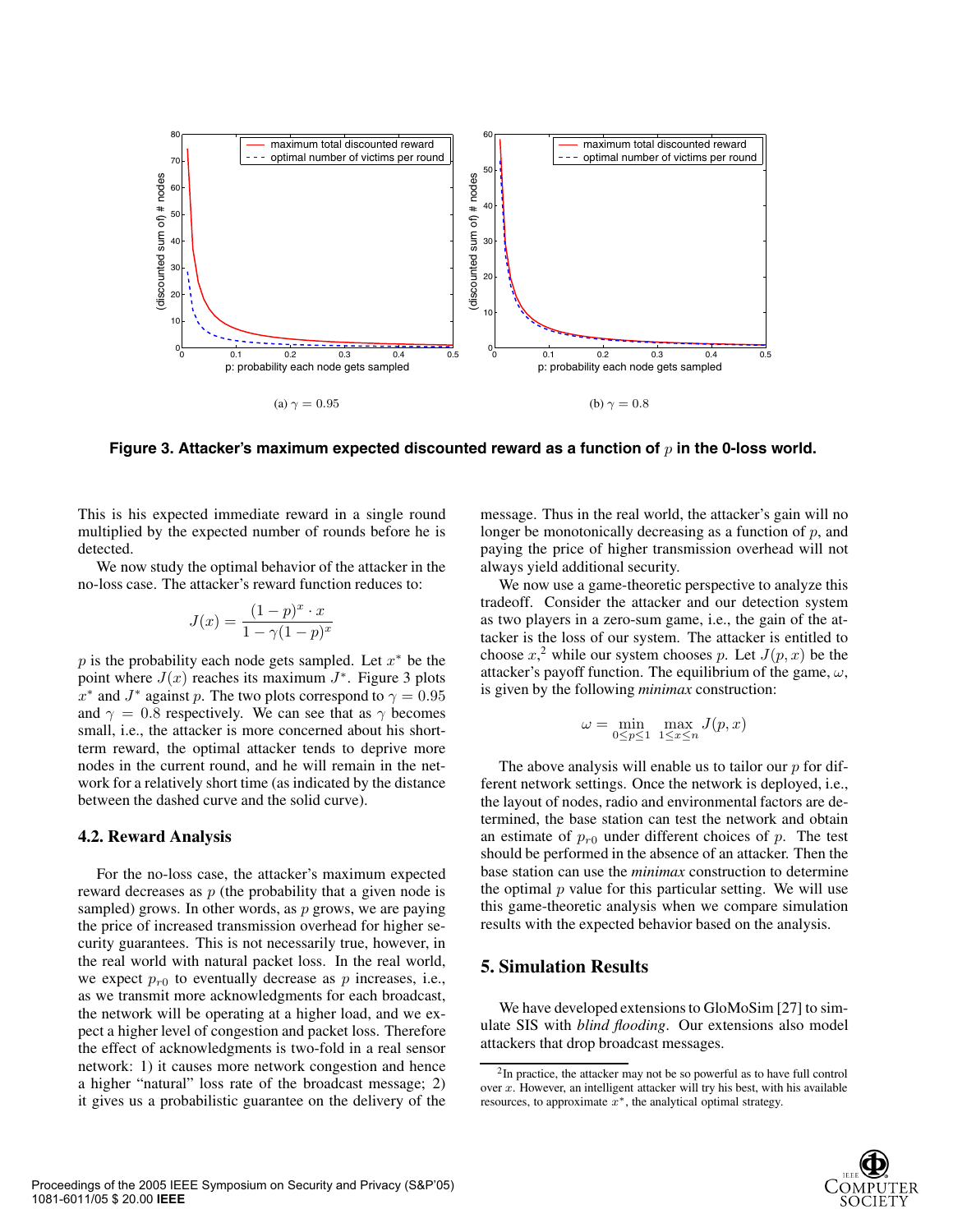(a) $\gamma = 0.95$

(b) $\gamma = 0.8$

**Figure 3. Attacker's maximum expected discounted reward as a function of $p$ in the 0-loss world.**

This is his expected immediate reward in a single round multiplied by the expected number of rounds before he is detected.

We now study the optimal behavior of the attacker in the no-loss case. The attacker's reward function reduces to:

$$J(x) = \frac{(1-p)^x \cdot x}{1 - \gamma(1-p)^x}$$

$p$ is the probability each node gets sampled. Let $x^*$ be the point where $J(x)$ reaches its maximum $J^*$. Figure 3 plots $x^*$ and $J^*$ against $p$. The two plots correspond to $\gamma = 0.95$ and $\gamma = 0.8$ respectively. We can see that as $\gamma$ becomes small, i.e., the attacker is more concerned about his short-term reward, the optimal attacker tends to deprive more nodes in the current round, and he will remain in the network for a relatively short time (as indicated by the distance between the dashed curve and the solid curve).

### 4.2. Reward Analysis

For the no-loss case, the attacker's maximum expected reward decreases as $p$ (the probability that a given node is sampled) grows. In other words, as $p$ grows, we are paying the price of increased transmission overhead for higher security guarantees. This is not necessarily true, however, in the real world with natural packet loss. In the real world, we expect $p_{r0}$ to eventually decrease as $p$ increases, i.e., as we transmit more acknowledgments for each broadcast, the network will be operating at a higher load, and we expect a higher level of congestion and packet loss. Therefore the effect of acknowledgments is two-fold in a real sensor network: 1) it causes more network congestion and hence a higher "natural" loss rate of the broadcast message; 2) it gives us a probabilistic guarantee on the delivery of the message. Thus in the real world, the attacker's gain will no longer be monotonically decreasing as a function of $p$, and paying the price of higher transmission overhead will not always yield additional security.

We now use a game-theoretic perspective to analyze this tradeoff. Consider the attacker and our detection system as two players in a zero-sum game, i.e., the gain of the attacker is the loss of our system. The attacker is entitled to choose $x$,[2] while our system chooses $p$. Let $J(p, x)$ be the attacker's payoff function. The equilibrium of the game, $\omega$, is given by the following *minimax* construction:

$$\omega = \min_{0 \leq p \leq 1} \max_{1 \leq x \leq n} J(p, x)$$

The above analysis will enable us to tailor our $p$ for different network settings. Once the network is deployed, i.e., the layout of nodes, radio and environmental factors are determined, the base station can test the network and obtain an estimate of $p_{r0}$ under different choices of $p$. The test should be performed in the absence of an attacker. Then the base station can use the *minimax* construction to determine the optimal $p$ value for this particular setting. We will use this game-theoretic analysis when we compare simulation results with the expected behavior based on the analysis.

## 5. Simulation Results

We have developed extensions to GloMoSim [27] to simulate SIS with *blind flooding*. Our extensions also model attackers that drop broadcast messages.

[2] In practice, the attacker may not be so powerful as to have full control over $x$. However, an intelligent attacker will try his best, with his available resources, to approximate $x^*$, the analytical optimal strategy.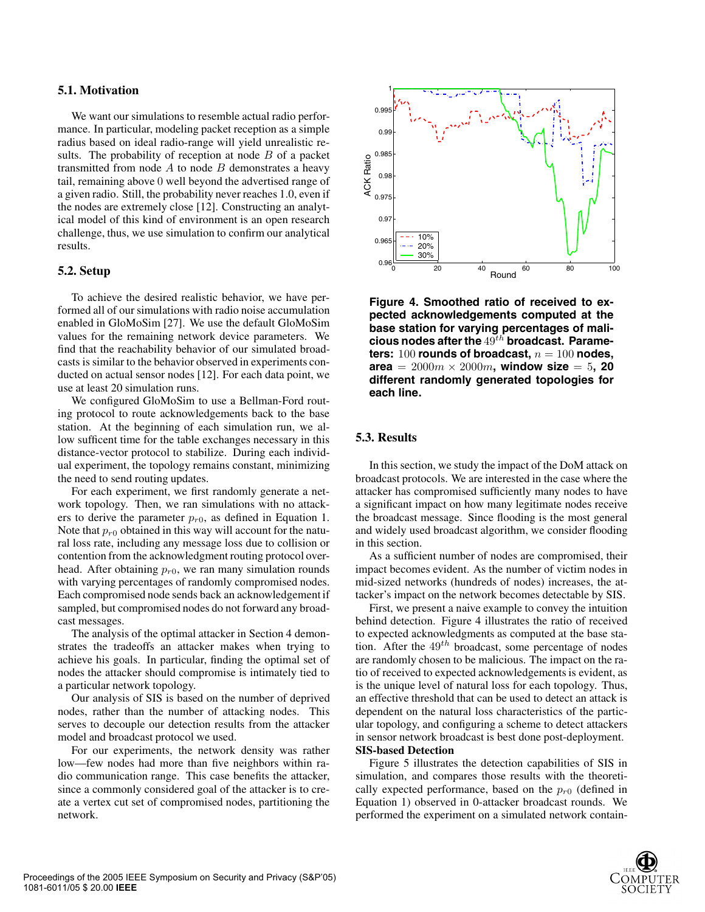### 5.1. Motivation

We want our simulations to resemble actual radio performance. In particular, modeling packet reception as a simple radius based on ideal radio-range will yield unrealistic results. The probability of reception at node $B$ of a packet transmitted from node $A$ to node $B$ demonstrates a heavy tail, remaining above 0 well beyond the advertised range of a given radio. Still, the probability never reaches 1.0, even if the nodes are extremely close [12]. Constructing an analytical model of this kind of environment is an open research challenge, thus, we use simulation to confirm our analytical results.

### 5.2. Setup

To achieve the desired realistic behavior, we have performed all of our simulations with radio noise accumulation enabled in GloMoSim [27]. We use the default GloMoSim values for the remaining network device parameters. We find that the reachability behavior of our simulated broadcasts is similar to the behavior observed in experiments conducted on actual sensor nodes [12]. For each data point, we use at least 20 simulation runs.

We configured GloMoSim to use a Bellman-Ford routing protocol to route acknowledgements back to the base station. At the beginning of each simulation run, we allow sufficient time for the table exchanges necessary in this distance-vector protocol to stabilize. During each individual experiment, the topology remains constant, minimizing the need to send routing updates.

For each experiment, we first randomly generate a network topology. Then, we ran simulations with no attackers to derive the parameter $p_{r0}$, as defined in Equation 1. Note that $p_{r0}$ obtained in this way will account for the natural loss rate, including any message loss due to collision or contention from the acknowledgment routing protocol overhead. After obtaining $p_{r0}$, we ran many simulation rounds with varying percentages of randomly compromised nodes. Each compromised node sends back an acknowledgement if sampled, but compromised nodes do not forward any broadcast messages.

The analysis of the optimal attacker in Section 4 demonstrates the tradeoffs an attacker makes when trying to achieve his goals. In particular, finding the optimal set of nodes the attacker should compromise is intimately tied to a particular network topology.

Our analysis of SIS is based on the number of deprived nodes, rather than the number of attacking nodes. This serves to decouple our detection results from the attacker model and broadcast protocol we used.

For our experiments, the network density was rather low—few nodes had more than five neighbors within radio communication range. This case benefits the attacker, since a commonly considered goal of the attacker is to create a vertex cut set of compromised nodes, partitioning the network.

**Figure 4. Smoothed ratio of received to expected acknowledgements computed at the base station for varying percentages of malicious nodes after the $49^{th}$ broadcast. Parameters: $100$ rounds of broadcast, $n = 100$ nodes, area $= 2000m \times 2000m$, window size $= 5$, 20 different randomly generated topologies for each line.**

### 5.3. Results

In this section, we study the impact of the DoM attack on broadcast protocols. We are interested in the case where the attacker has compromised sufficiently many nodes to have a significant impact on how many legitimate nodes receive the broadcast message. Since flooding is the most general and widely used broadcast algorithm, we consider flooding in this section.

As a sufficient number of nodes are compromised, their impact becomes evident. As the number of victim nodes in mid-sized networks (hundreds of nodes) increases, the attacker's impact on the network becomes detectable by SIS.

First, we present a naive example to convey the intuition behind detection. Figure 4 illustrates the ratio of received to expected acknowledgements as computed at the base station. After the $49^{th}$ broadcast, some percentage of nodes are randomly chosen to be malicious. The impact on the ratio of received to expected acknowledgements is evident, as is the unique level of natural loss for each topology. Thus, an effective threshold that can be used to detect an attack is dependent on the natural loss characteristics of the particular topology, and configuring a scheme to detect attackers in sensor network broadcast is best done post-deployment.

**SIS-based Detection**

Figure 5 illustrates the detection capabilities of SIS in simulation, and compares those results with the theoretically expected performance, based on the $p_{r0}$ (defined in Equation 1) observed in 0-attacker broadcast rounds. We performed the experiment on a simulated network contain-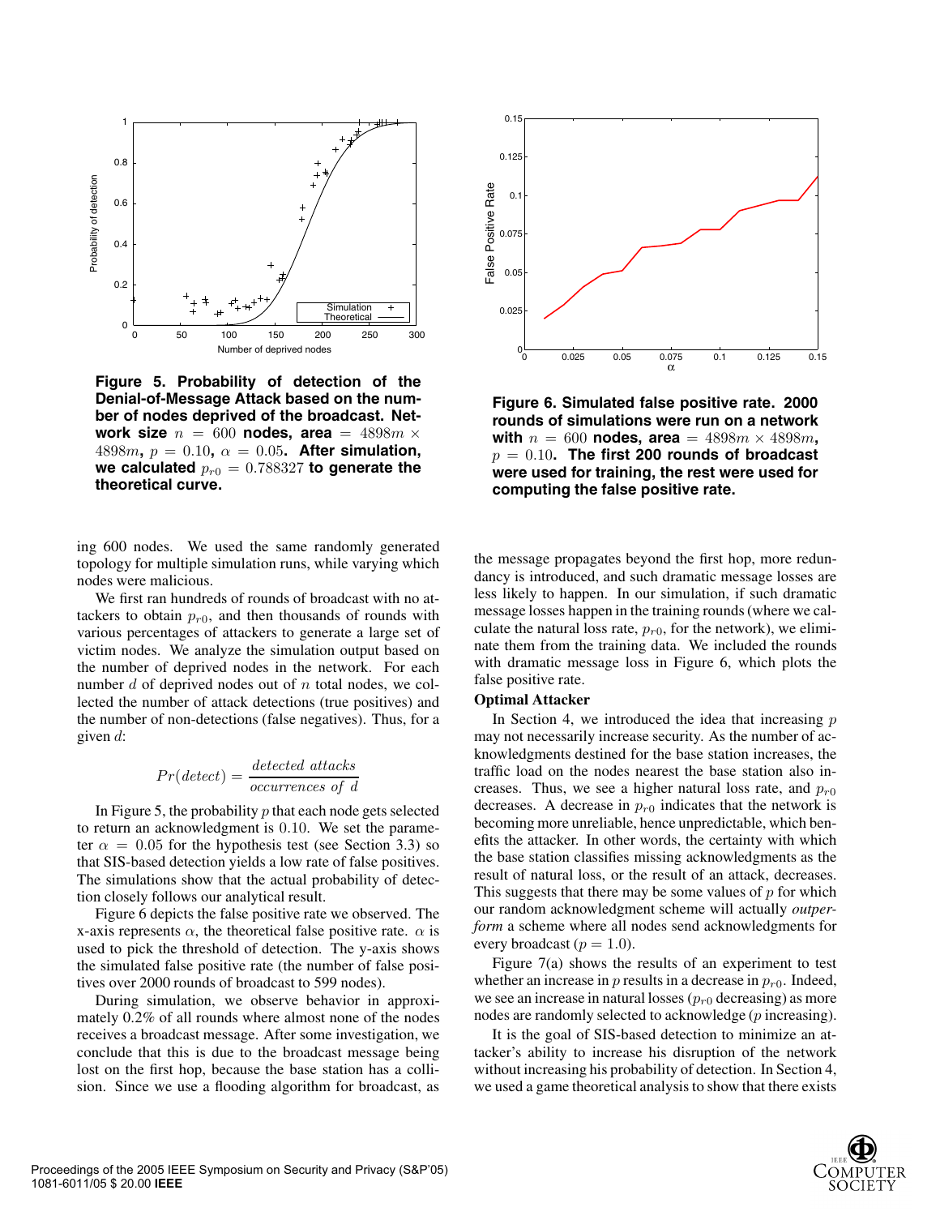**Figure 5. Probability of detection of the Denial-of-Message Attack based on the number of nodes deprived of the broadcast. Network size $n = 600$ nodes, area $= 4898m \times 4898m$, $p = 0.10$, $\alpha = 0.05$. After simulation, we calculated $p_{r0} = 0.788327$ to generate the theoretical curve.**

**Figure 6. Simulated false positive rate. 2000 rounds of simulations were run on a network with $n = 600$ nodes, area $= 4898m \times 4898m$, $p = 0.10$. The first 200 rounds of broadcast were used for training, the rest were used for computing the false positive rate.**

ing 600 nodes. We used the same randomly generated topology for multiple simulation runs, while varying which nodes were malicious.

We first ran hundreds of rounds of broadcast with no attackers to obtain $p_{r0}$, and then thousands of rounds with various percentages of attackers to generate a large set of victim nodes. We analyze the simulation output based on the number of deprived nodes in the network. For each number $d$ of deprived nodes out of $n$ total nodes, we collected the number of attack detections (true positives) and the number of non-detections (false negatives). Thus, for a given $d$:

$$Pr(detect) = \frac{detected\ attacks}{occurrences\ of\ d}$$

In Figure 5, the probability $p$ that each node gets selected to return an acknowledgment is $0.10$. We set the parameter $\alpha = 0.05$ for the hypothesis test (see Section 3.3) so that SIS-based detection yields a low rate of false positives. The simulations show that the actual probability of detection closely follows our analytical result.

Figure 6 depicts the false positive rate we observed. The x-axis represents $\alpha$, the theoretical false positive rate. $\alpha$ is used to pick the threshold of detection. The y-axis shows the simulated false positive rate (the number of false positives over 2000 rounds of broadcast to 599 nodes).

During simulation, we observe behavior in approximately 0.2% of all rounds where almost none of the nodes receives a broadcast message. After some investigation, we conclude that this is due to the broadcast message being lost on the first hop, because the base station has a collision. Since we use a flooding algorithm for broadcast, as the message propagates beyond the first hop, more redundancy is introduced, and such dramatic message losses are less likely to happen. In our simulation, if such dramatic message losses happen in the training rounds (where we calculate the natural loss rate, $p_{r0}$, for the network), we eliminate them from the training data. We included the rounds with dramatic message loss in Figure 6, which plots the false positive rate.

**Optimal Attacker**

In Section 4, we introduced the idea that increasing $p$ may not necessarily increase security. As the number of acknowledgments destined for the base station increases, the traffic load on the nodes nearest the base station also increases. Thus, we see a higher natural loss rate, and $p_{r0}$ decreases. A decrease in $p_{r0}$ indicates that the network is becoming more unreliable, hence unpredictable, which benefits the attacker. In other words, the certainty with which the base station classifies missing acknowledgments as the result of natural loss, or the result of an attack, decreases. This suggests that there may be some values of $p$ for which our random acknowledgment scheme will actually *outperform* a scheme where all nodes send acknowledgments for every broadcast ($p = 1.0$).

Figure 7(a) shows the results of an experiment to test whether an increase in $p$ results in a decrease in $p_{r0}$. Indeed, we see an increase in natural losses ($p_{r0}$ decreasing) as more nodes are randomly selected to acknowledge ($p$ increasing).

It is the goal of SIS-based detection to minimize an attacker's ability to increase his disruption of the network without increasing his probability of detection. In Section 4, we used a game theoretical analysis to show that there exists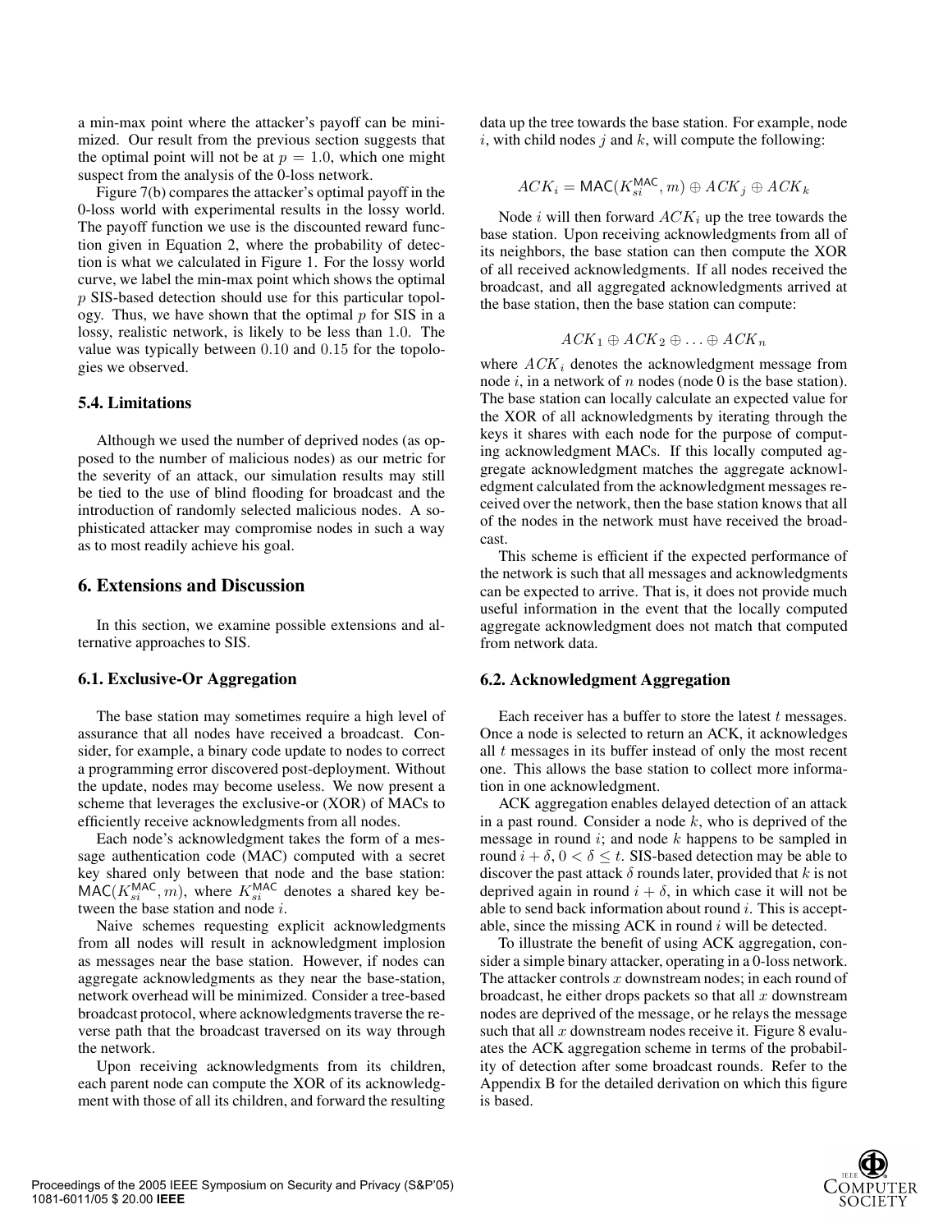a min-max point where the attacker's payoff can be minimized. Our result from the previous section suggests that the optimal point will not be at $p = 1.0$, which one might suspect from the analysis of the 0-loss network.

Figure 7(b) compares the attacker's optimal payoff in the 0-loss world with experimental results in the lossy world. The payoff function we use is the discounted reward function given in Equation 2, where the probability of detection is what we calculated in Figure 1. For the lossy world curve, we label the min-max point which shows the optimal $p$ SIS-based detection should use for this particular topology. Thus, we have shown that the optimal $p$ for SIS in a lossy, realistic network, is likely to be less than 1.0. The value was typically between 0.10 and 0.15 for the topologies we observed.

### 5.4. Limitations

Although we used the number of deprived nodes (as opposed to the number of malicious nodes) as our metric for the severity of an attack, our simulation results may still be tied to the use of blind flooding for broadcast and the introduction of randomly selected malicious nodes. A sophisticated attacker may compromise nodes in such a way as to most readily achieve his goal.

## 6. Extensions and Discussion

In this section, we examine possible extensions and alternative approaches to SIS.

### 6.1. Exclusive-Or Aggregation

The base station may sometimes require a high level of assurance that all nodes have received a broadcast. Consider, for example, a binary code update to nodes to correct a programming error discovered post-deployment. Without the update, nodes may become useless. We now present a scheme that leverages the exclusive-or (XOR) of MACs to efficiently receive acknowledgments from all nodes.

Each node's acknowledgment takes the form of a message authentication code (MAC) computed with a secret key shared only between that node and the base station: $\mathsf{MAC}(K_{si}^{\mathsf{MAC}}, m)$, where $K_{si}^{\mathsf{MAC}}$ denotes a shared key between the base station and node $i$.

Naive schemes requesting explicit acknowledgments from all nodes will result in acknowledgment implosion as messages near the base station. However, if nodes can aggregate acknowledgments as they near the base-station, network overhead will be minimized. Consider a tree-based broadcast protocol, where acknowledgments traverse the reverse path that the broadcast traversed on its way through the network.

Upon receiving acknowledgments from its children, each parent node can compute the XOR of its acknowledgment with those of all its children, and forward the resulting data up the tree towards the base station. For example, node $i$, with child nodes $j$ and $k$, will compute the following:

$$ACK_i = \mathsf{MAC}(K_{si}^{\mathsf{MAC}}, m) \oplus ACK_j \oplus ACK_k$$

Node $i$ will then forward $ACK_i$ up the tree towards the base station. Upon receiving acknowledgments from all of its neighbors, the base station can then compute the XOR of all received acknowledgments. If all nodes received the broadcast, and all aggregated acknowledgments arrived at the base station, then the base station can compute:

$$ACK_1 \oplus ACK_2 \oplus \ldots \oplus ACK_n$$

where $ACK_i$ denotes the acknowledgment message from node $i$, in a network of $n$ nodes (node 0 is the base station). The base station can locally calculate an expected value for the XOR of all acknowledgments by iterating through the keys it shares with each node for the purpose of computing acknowledgment MACs. If this locally computed aggregate acknowledgment matches the aggregate acknowledgment calculated from the acknowledgment messages received over the network, then the base station knows that all of the nodes in the network must have received the broadcast.

This scheme is efficient if the expected performance of the network is such that all messages and acknowledgments can be expected to arrive. That is, it does not provide much useful information in the event that the locally computed aggregate acknowledgment does not match that computed from network data.

### 6.2. Acknowledgment Aggregation

Each receiver has a buffer to store the latest $t$ messages. Once a node is selected to return an ACK, it acknowledges all $t$ messages in its buffer instead of only the most recent one. This allows the base station to collect more information in one acknowledgment.

ACK aggregation enables delayed detection of an attack in a past round. Consider a node $k$, who is deprived of the message in round $i$; and node $k$ happens to be sampled in round $i + \delta$, $0 < \delta \le t$. SIS-based detection may be able to discover the past attack $\delta$ rounds later, provided that $k$ is not deprived again in round $i + \delta$, in which case it will not be able to send back information about round $i$. This is acceptable, since the missing ACK in round $i$ will be detected.

To illustrate the benefit of using ACK aggregation, consider a simple binary attacker, operating in a 0-loss network. The attacker controls $x$ downstream nodes; in each round of broadcast, he either drops packets so that all $x$ downstream nodes are deprived of the message, or he relays the message such that all $x$ downstream nodes receive it. Figure 8 evaluates the ACK aggregation scheme in terms of the probability of detection after some broadcast rounds. Refer to the Appendix B for the detailed derivation on which this figure is based.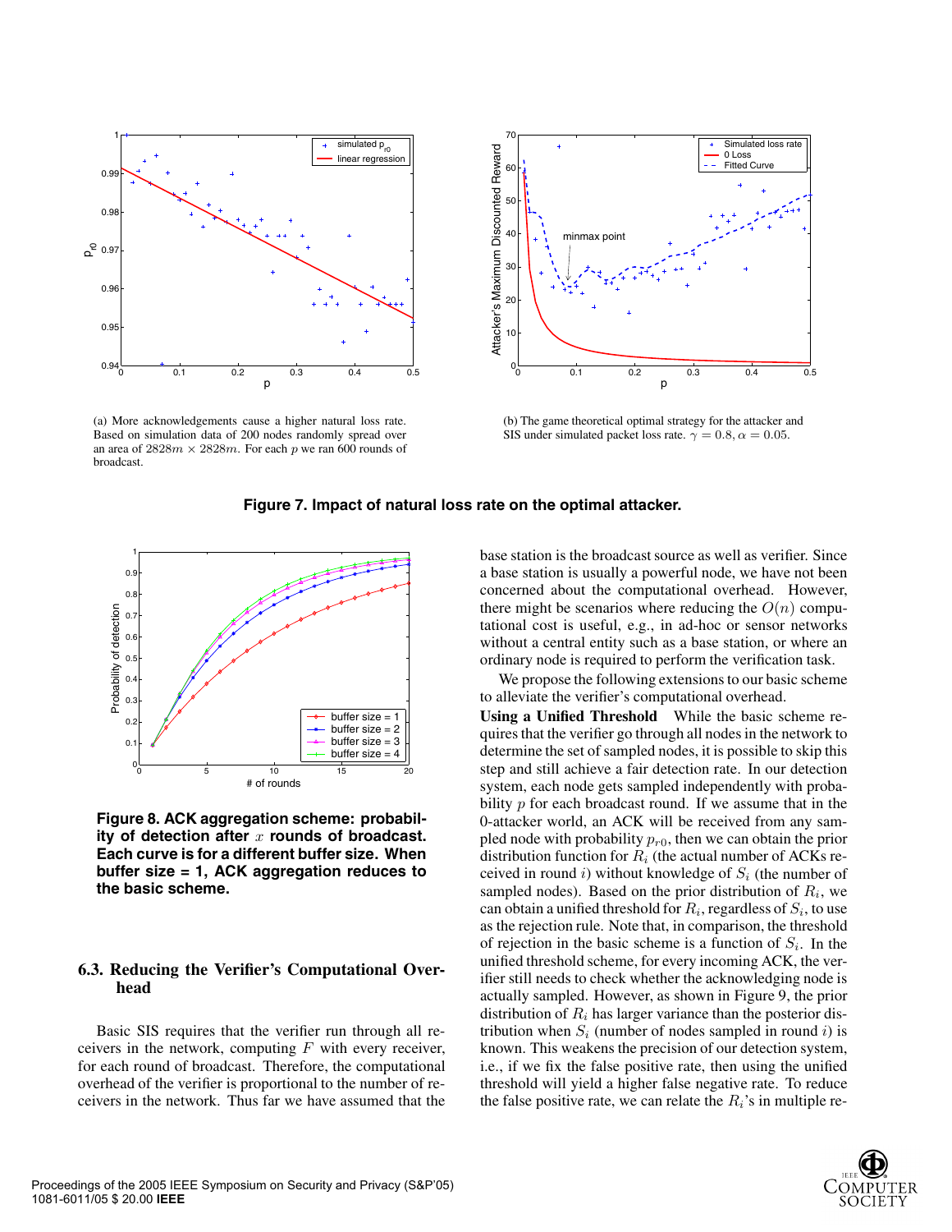(a) More acknowledgements cause a higher natural loss rate. Based on simulation data of 200 nodes randomly spread over an area of $2828m \times 2828m$. For each $p$ we ran 600 rounds of broadcast.

(b) The game theoretical optimal strategy for the attacker and SIS under simulated packet loss rate. $\gamma = 0.8, \alpha = 0.05$.

**Figure 7. Impact of natural loss rate on the optimal attacker.**

**Figure 8. ACK aggregation scheme: probability of detection after $x$ rounds of broadcast. Each curve is for a different buffer size. When buffer size = 1, ACK aggregation reduces to the basic scheme.**

### 6.3. Reducing the Verifier's Computational Overhead

Basic SIS requires that the verifier run through all receivers in the network, computing $F$ with every receiver, for each round of broadcast. Therefore, the computational overhead of the verifier is proportional to the number of receivers in the network. Thus far we have assumed that the base station is the broadcast source as well as verifier. Since a base station is usually a powerful node, we have not been concerned about the computational overhead. However, there might be scenarios where reducing the $O(n)$ computational cost is useful, e.g., in ad-hoc or sensor networks without a central entity such as a base station, or where an ordinary node is required to perform the verification task.

We propose the following extensions to our basic scheme to alleviate the verifier's computational overhead.

**Using a Unified Threshold** While the basic scheme requires that the verifier go through all nodes in the network to determine the set of sampled nodes, it is possible to skip this step and still achieve a fair detection rate. In our detection system, each node gets sampled independently with probability $p$ for each broadcast round. If we assume that in the 0-attacker world, an ACK will be received from any sampled node with probability $p_{r0}$, then we can obtain the prior distribution function for $R_i$ (the actual number of ACKs received in round $i$) without knowledge of $S_i$ (the number of sampled nodes). Based on the prior distribution of $R_i$, we can obtain a unified threshold for $R_i$, regardless of $S_i$, to use as the rejection rule. Note that, in comparison, the threshold of rejection in the basic scheme is a function of $S_i$. In the unified threshold scheme, for every incoming ACK, the verifier still needs to check whether the acknowledging node is actually sampled. However, as shown in Figure 9, the prior distribution of $R_i$ has larger variance than the posterior distribution when $S_i$ (number of nodes sampled in round $i$) is known. This weakens the precision of our detection system, i.e., if we fix the false positive rate, then using the unified threshold will yield a higher false negative rate. To reduce the false positive rate, we can relate the $R_i$'s in multiple re-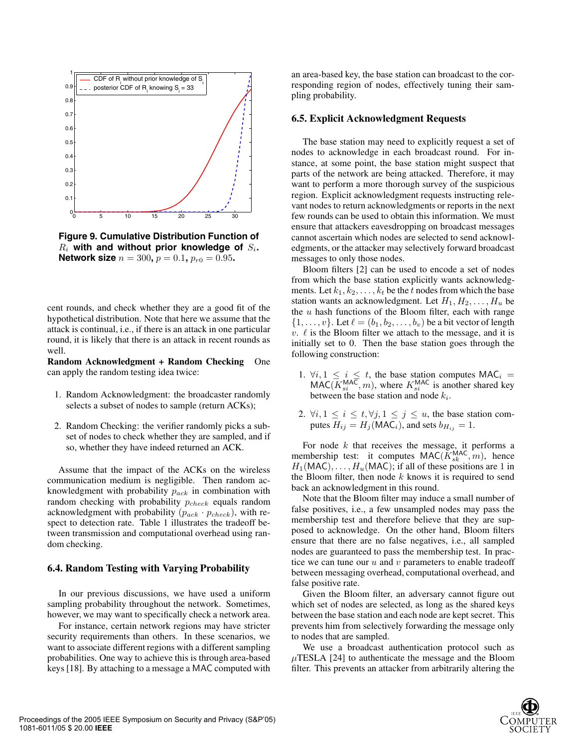**Figure 9. Cumulative Distribution Function of $R_i$ with and without prior knowledge of $S_i$. Network size $n = 300$, $p = 0.1$, $p_{r0} = 0.95$.**

cent rounds, and check whether they are a good fit of the hypothetical distribution. Note that here we assume that the attack is continual, i.e., if there is an attack in one particular round, it is likely that there is an attack in recent rounds as well.

**Random Acknowledgment + Random Checking** One can apply the random testing idea twice:

1. Random Acknowledgment: the broadcaster randomly selects a subset of nodes to sample (return ACKs);
2. Random Checking: the verifier randomly picks a subset of nodes to check whether they are sampled, and if so, whether they have indeed returned an ACK.

Assume that the impact of the ACKs on the wireless communication medium is negligible. Then random acknowledgment with probability $p_{ack}$ in combination with random checking with probability $p_{check}$ equals random acknowledgment with probability $(p_{ack} \cdot p_{check})$, with respect to detection rate. Table 1 illustrates the tradeoff between transmission and computational overhead using random checking.

### 6.4. Random Testing with Varying Probability

In our previous discussions, we have used a uniform sampling probability throughout the network. Sometimes, however, we may want to specifically check a network area.

For instance, certain network regions may have stricter security requirements than others. In these scenarios, we want to associate different regions with a different sampling probabilities. One way to achieve this is through area-based keys [18]. By attaching to a message a MAC computed with an area-based key, the base station can broadcast to the corresponding region of nodes, effectively tuning their sampling probability.

### 6.5. Explicit Acknowledgment Requests

The base station may need to explicitly request a set of nodes to acknowledge in each broadcast round. For instance, at some point, the base station might suspect that parts of the network are being attacked. Therefore, it may want to perform a more thorough survey of the suspicious region. Explicit acknowledgment requests instructing relevant nodes to return acknowledgments or reports in the next few rounds can be used to obtain this information. We must ensure that attackers eavesdropping on broadcast messages cannot ascertain which nodes are selected to send acknowledgments, or the attacker may selectively forward broadcast messages to only those nodes.

Bloom filters [2] can be used to encode a set of nodes from which the base station explicitly wants acknowledgments. Let $k_1, k_2, \ldots, k_t$ be the $t$ nodes from which the base station wants an acknowledgment. Let $H_1, H_2, \ldots, H_u$ be the $u$ hash functions of the Bloom filter, each with range $\{1, \ldots, v\}$. Let $\ell = (b_1, b_2, \ldots, b_v)$ be a bit vector of length $v$. $\ell$ is the Bloom filter we attach to the message, and it is initially set to 0. Then the base station goes through the following construction:

1. $\forall i, 1 \leq i \leq t$, the base station computes $\mathsf{MAC}_i = \mathsf{MAC}(K_{si}^{\mathsf{MAC}}, m)$, where $K_{si}^{\mathsf{MAC}}$ is another shared key between the base station and node $k_i$.
2. $\forall i, 1 \leq i \leq t, \forall j, 1 \leq j \leq u$, the base station computes $H_{ij} = H_j(\mathsf{MAC}_i)$, and sets $b_{H_{ij}} = 1$.

For node $k$ that receives the message, it performs a membership test: it computes $\mathsf{MAC}(K_{sk}^{\mathsf{MAC}}, m)$, hence $H_1(\mathsf{MAC}), \ldots, H_u(\mathsf{MAC})$; if all of these positions are 1 in the Bloom filter, then node $k$ knows it is required to send back an acknowledgment in this round.

Note that the Bloom filter may induce a small number of false positives, i.e., a few unsampled nodes may pass the membership test and therefore believe that they are supposed to acknowledge. On the other hand, Bloom filters ensure that there are no false negatives, i.e., all sampled nodes are guaranteed to pass the membership test. In practice we can tune our $u$ and $v$ parameters to enable tradeoff between messaging overhead, computational overhead, and false positive rate.

Given the Bloom filter, an adversary cannot figure out which set of nodes are selected, as long as the shared keys between the base station and each node are kept secret. This prevents him from selectively forwarding the message only to nodes that are sampled.

We use a broadcast authentication protocol such as $\mu$TESLA [24] to authenticate the message and the Bloom filter. This prevents an attacker from arbitrarily altering the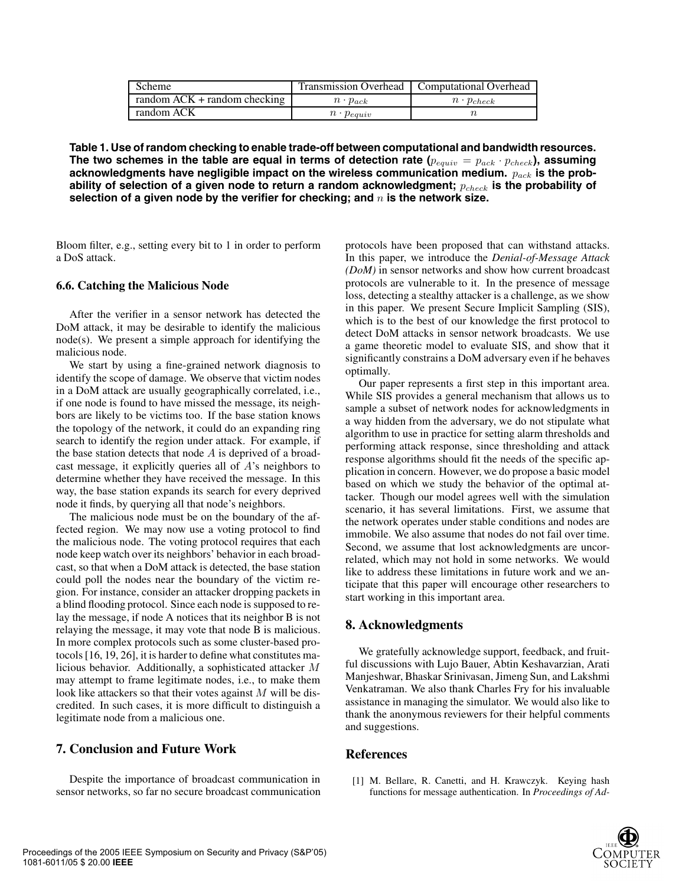| Scheme | Transmission Overhead | Computational Overhead |
|---|---|---|
| random ACK + random checking | $n \cdot p_{ack}$ | $n \cdot p_{check}$ |
| random ACK | $n \cdot p_{equiv}$ | $n$ |

**Table 1. Use of random checking to enable trade-off between computational and bandwidth resources. The two schemes in the table are equal in terms of detection rate ($p_{equiv} = p_{ack} \cdot p_{check}$), assuming acknowledgments have negligible impact on the wireless communication medium. $p_{ack}$ is the probability of selection of a given node to return a random acknowledgment; $p_{check}$ is the probability of selection of a given node by the verifier for checking; and $n$ is the network size.**

Bloom filter, e.g., setting every bit to 1 in order to perform a DoS attack.

### 6.6. Catching the Malicious Node

After the verifier in a sensor network has detected the DoM attack, it may be desirable to identify the malicious node(s). We present a simple approach for identifying the malicious node.

We start by using a fine-grained network diagnosis to identify the scope of damage. We observe that victim nodes in a DoM attack are usually geographically correlated, i.e., if one node is found to have missed the message, its neighbors are likely to be victims too. If the base station knows the topology of the network, it could do an expanding ring search to identify the region under attack. For example, if the base station detects that node $A$ is deprived of a broadcast message, it explicitly queries all of $A$'s neighbors to determine whether they have received the message. In this way, the base station expands its search for every deprived node it finds, by querying all that node's neighbors.

The malicious node must be on the boundary of the affected region. We may now use a voting protocol to find the malicious node. The voting protocol requires that each node keep watch over its neighbors' behavior in each broadcast, so that when a DoM attack is detected, the base station could poll the nodes near the boundary of the victim region. For instance, consider an attacker dropping packets in a blind flooding protocol. Since each node is supposed to relay the message, if node A notices that its neighbor B is not relaying the message, it may vote that node B is malicious. In more complex protocols such as some cluster-based protocols [16, 19, 26], it is harder to define what constitutes malicious behavior. Additionally, a sophisticated attacker $M$ may attempt to frame legitimate nodes, i.e., to make them look like attackers so that their votes against $M$ will be discredited. In such cases, it is more difficult to distinguish a legitimate node from a malicious one.

## 7. Conclusion and Future Work

Despite the importance of broadcast communication in sensor networks, so far no secure broadcast communication protocols have been proposed that can withstand attacks. In this paper, we introduce the *Denial-of-Message Attack (DoM)* in sensor networks and show how current broadcast protocols are vulnerable to it. In the presence of message loss, detecting a stealthy attacker is a challenge, as we show in this paper. We present Secure Implicit Sampling (SIS), which is to the best of our knowledge the first protocol to detect DoM attacks in sensor network broadcasts. We use a game theoretic model to evaluate SIS, and show that it significantly constrains a DoM adversary even if he behaves optimally.

Our paper represents a first step in this important area. While SIS provides a general mechanism that allows us to sample a subset of network nodes for acknowledgments in a way hidden from the adversary, we do not stipulate what algorithm to use in practice for setting alarm thresholds and performing attack response, since thresholding and attack response algorithms should fit the needs of the specific application in concern. However, we do propose a basic model based on which we study the behavior of the optimal attacker. Though our model agrees well with the simulation scenario, it has several limitations. First, we assume that the network operates under stable conditions and nodes are immobile. We also assume that nodes do not fail over time. Second, we assume that lost acknowledgments are uncorrelated, which may not hold in some networks. We would like to address these limitations in future work and we anticipate that this paper will encourage other researchers to start working in this important area.

## 8. Acknowledgments

We gratefully acknowledge support, feedback, and fruitful discussions with Lujo Bauer, Abtin Keshavarzian, Arati Manjeshwar, Bhaskar Srinivasan, Jimeng Sun, and Lakshmi Venkatraman. We also thank Charles Fry for his invaluable assistance in managing the simulator. We would also like to thank the anonymous reviewers for their helpful comments and suggestions.

## References

[1] M. Bellare, R. Canetti, and H. Krawczyk. Keying hash functions for message authentication. In *Proceedings of Ad-*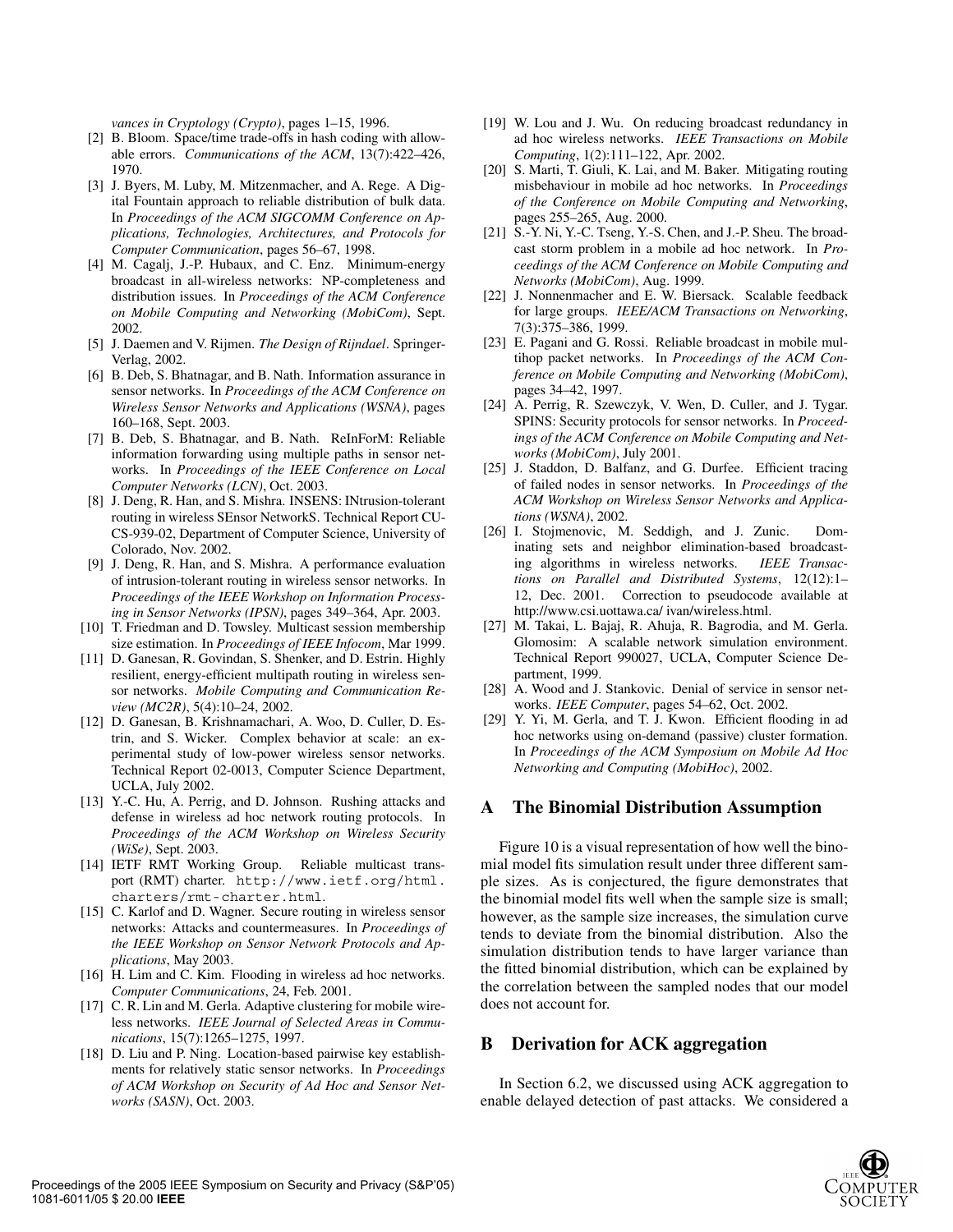vances in Cryptology (Crypto)*, pages 1–15, 1996.

[2] B. Bloom. Space/time trade-offs in hash coding with allowable errors. *Communications of the ACM*, 13(7):422–426, 1970.

[3] J. Byers, M. Luby, M. Mitzenmacher, and A. Rege. A Digital Fountain approach to reliable distribution of bulk data. In *Proceedings of the ACM SIGCOMM Conference on Applications, Technologies, Architectures, and Protocols for Computer Communication*, pages 56–67, 1998.

[4] M. Cagalj, J.-P. Hubaux, and C. Enz. Minimum-energy broadcast in all-wireless networks: NP-completeness and distribution issues. In *Proceedings of the ACM Conference on Mobile Computing and Networking (MobiCom)*, Sept. 2002.

[5] J. Daemen and V. Rijmen. *The Design of Rijndael*. Springer-Verlag, 2002.

[6] B. Deb, S. Bhatnagar, and B. Nath. Information assurance in sensor networks. In *Proceedings of the ACM Conference on Wireless Sensor Networks and Applications (WSNA)*, pages 160–168, Sept. 2003.

[7] B. Deb, S. Bhatnagar, and B. Nath. ReInForM: Reliable information forwarding using multiple paths in sensor networks. In *Proceedings of the IEEE Conference on Local Computer Networks (LCN)*, Oct. 2003.

[8] J. Deng, R. Han, and S. Mishra. INSENS: INtrusion-tolerant routing in wireless SEnsor NetworkS. Technical Report CU-CS-939-02, Department of Computer Science, University of Colorado, Nov. 2002.

[9] J. Deng, R. Han, and S. Mishra. A performance evaluation of intrusion-tolerant routing in wireless sensor networks. In *Proceedings of the IEEE Workshop on Information Processing in Sensor Networks (IPSN)*, pages 349–364, Apr. 2003.

[10] T. Friedman and D. Towsley. Multicast session membership size estimation. In *Proceedings of IEEE Infocom*, Mar 1999.

[11] D. Ganesan, R. Govindan, S. Shenker, and D. Estrin. Highly resilient, energy-efficient multipath routing in wireless sensor networks. *Mobile Computing and Communication Review (MC2R)*, 5(4):10–24, 2002.

[12] D. Ganesan, B. Krishnamachari, A. Woo, D. Culler, D. Estrin, and S. Wicker. Complex behavior at scale: an experimental study of low-power wireless sensor networks. Technical Report 02-0013, Computer Science Department, UCLA, July 2002.

[13] Y.-C. Hu, A. Perrig, and D. Johnson. Rushing attacks and defense in wireless ad hoc network routing protocols. In *Proceedings of the ACM Workshop on Wireless Security (WiSe)*, Sept. 2003.

[14] IETF RMT Working Group. Reliable multicast transport (RMT) charter. `http://www.ietf.org/html.charters/rmt-charter.html`.

[15] C. Karlof and D. Wagner. Secure routing in wireless sensor networks: Attacks and countermeasures. In *Proceedings of the IEEE Workshop on Sensor Network Protocols and Applications*, May 2003.

[16] H. Lim and C. Kim. Flooding in wireless ad hoc networks. *Computer Communications*, 24, Feb. 2001.

[17] C. R. Lin and M. Gerla. Adaptive clustering for mobile wireless networks. *IEEE Journal of Selected Areas in Communications*, 15(7):1265–1275, 1997.

[18] D. Liu and P. Ning. Location-based pairwise key establishments for relatively static sensor networks. In *Proceedings of ACM Workshop on Security of Ad Hoc and Sensor Networks (SASN)*, Oct. 2003.

[19] W. Lou and J. Wu. On reducing broadcast redundancy in ad hoc wireless networks. *IEEE Transactions on Mobile Computing*, 1(2):111–122, Apr. 2002.

[20] S. Marti, T. Giuli, K. Lai, and M. Baker. Mitigating routing misbehaviour in mobile ad hoc networks. In *Proceedings of the Conference on Mobile Computing and Networking*, pages 255–265, Aug. 2000.

[21] S.-Y. Ni, Y.-C. Tseng, Y.-S. Chen, and J.-P. Sheu. The broadcast storm problem in a mobile ad hoc network. In *Proceedings of the ACM Conference on Mobile Computing and Networks (MobiCom)*, Aug. 1999.

[22] J. Nonnenmacher and E. W. Biersack. Scalable feedback for large groups. *IEEE/ACM Transactions on Networking*, 7(3):375–386, 1999.

[23] E. Pagani and G. Rossi. Reliable broadcast in mobile multihop packet networks. In *Proceedings of the ACM Conference on Mobile Computing and Networking (MobiCom)*, pages 34–42, 1997.

[24] A. Perrig, R. Szewczyk, V. Wen, D. Culler, and J. Tygar. SPINS: Security protocols for sensor networks. In *Proceedings of the ACM Conference on Mobile Computing and Networks (MobiCom)*, July 2001.

[25] J. Staddon, D. Balfanz, and G. Durfee. Efficient tracing of failed nodes in sensor networks. In *Proceedings of the ACM Workshop on Wireless Sensor Networks and Applications (WSNA)*, 2002.

[26] I. Stojmenovic, M. Seddigh, and J. Zunic. Dominating sets and neighbor elimination-based broadcasting algorithms in wireless networks. *IEEE Transactions on Parallel and Distributed Systems*, 12(12):1–12, Dec. 2001. Correction to pseudocode available at http://www.csi.uottawa.ca/ ivan/wireless.html.

[27] M. Takai, L. Bajaj, R. Ahuja, R. Bagrodia, and M. Gerla. Glomosim: A scalable network simulation environment. Technical Report 990027, UCLA, Computer Science Department, 1999.

[28] A. Wood and J. Stankovic. Denial of service in sensor networks. *IEEE Computer*, pages 54–62, Oct. 2002.

[29] Y. Yi, M. Gerla, and T. J. Kwon. Efficient flooding in ad hoc networks using on-demand (passive) cluster formation. In *Proceedings of the ACM Symposium on Mobile Ad Hoc Networking and Computing (MobiHoc)*, 2002.

## A The Binomial Distribution Assumption

Figure 10 is a visual representation of how well the binomial model fits simulation result under three different sample sizes. As is conjectured, the figure demonstrates that the binomial model fits well when the sample size is small; however, as the sample size increases, the simulation curve tends to deviate from the binomial distribution. Also the simulation distribution tends to have larger variance than the fitted binomial distribution, which can be explained by the correlation between the sampled nodes that our model does not account for.

## B Derivation for ACK aggregation

In Section 6.2, we discussed using ACK aggregation to enable delayed detection of past attacks. We considered a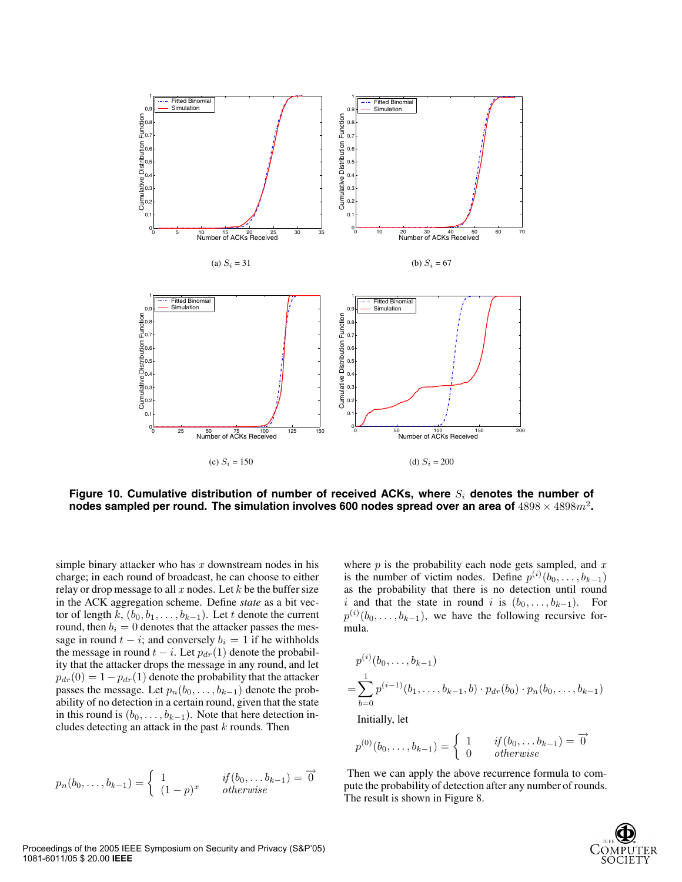Fitted Binomial
Simulation
Cumulative Distribution Function
Number of ACKs Received

(a) $S_i = 31$

Fitted Binomial
Simulation
Cumulative Distribution Function
Number of ACKs Received

(b) $S_i = 67$

Fitted Binomial
Simulation
Cumulative Distribution Function
Number of ACKs Received

(c) $S_i = 150$

Fitted Binomial
Simulation
Cumulative Distribution Function
Number of ACKs Received

(d) $S_i = 200$

**Figure 10. Cumulative distribution of number of received ACKs, where $S_i$ denotes the number of nodes sampled per round. The simulation involves 600 nodes spread over an area of $4898 \times 4898m^2$.**

simple binary attacker who has $x$ downstream nodes in his charge; in each round of broadcast, he can choose to either relay or drop message to all $x$ nodes. Let $k$ be the buffer size in the ACK aggregation scheme. Define *state* as a bit vector of length $k$, $(b_0, b_1, \ldots, b_{k-1})$. Let $t$ denote the current round, then $b_i = 0$ denotes that the attacker passes the message in round $t - i$; and conversely $b_i = 1$ if he withholds the message in round $t - i$. Let $p_{dr}(1)$ denote the probability that the attacker drops the message in any round, and let $p_{dr}(0) = 1 - p_{dr}(1)$ denote the probability that the attacker passes the message. Let $p_n(b_0, \ldots, b_{k-1})$ denote the probability of no detection in a certain round, given that the state in this round is $(b_0, \ldots, b_{k-1})$. Note that here detection includes detecting an attack in the past $k$ rounds. Then

$$
p_n(b_0, \ldots, b_{k-1}) = \begin{cases} 1 & if (b_0, \ldots b_{k-1}) = \overrightarrow{0} \\ (1-p)^x & otherwise \end{cases}
$$

where $p$ is the probability each node gets sampled, and $x$ is the number of victim nodes. Define $p^{(i)}(b_0, \ldots, b_{k-1})$ as the probability that there is no detection until round $i$ and that the state in round $i$ is $(b_0, \ldots, b_{k-1})$. For $p^{(i)}(b_0, \ldots, b_{k-1})$, we have the following recursive formula.

$$
\begin{aligned}
&p^{(i)}(b_0, \ldots, b_{k-1}) \\
&= \sum_{b=0}^{1} p^{(i-1)}(b_1, \ldots, b_{k-1}, b) \cdot p_{dr}(b_0) \cdot p_n(b_0, \ldots, b_{k-1})
\end{aligned}
$$

Initially, let

$$
p^{(0)}(b_0, \ldots, b_{k-1}) = \begin{cases} 1 & if (b_0, \ldots b_{k-1}) = \overrightarrow{0} \\ 0 & otherwise \end{cases}
$$

Then we can apply the above recurrence formula to compute the probability of detection after any number of rounds. The result is shown in Figure 8.